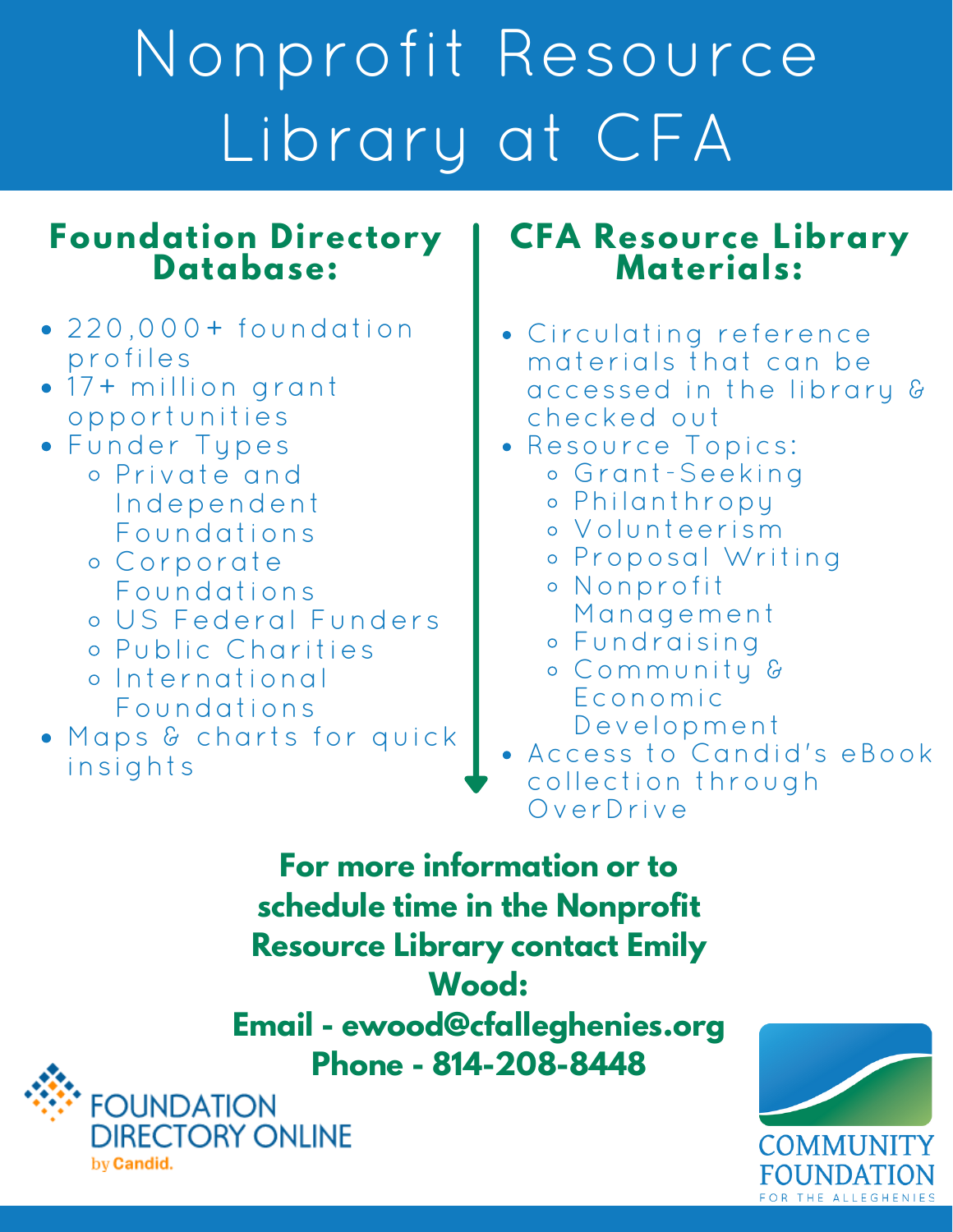# Nonprofit Resource Library at CFA

## Foundation Directory Database:

- 220,000+ foundation profiles
- 17+ million grant opportunities
- Funder Types
  - Private and Independent Foundations
  - Corporate Foundations
  - US Federal Funders
  - Public Charities
  - International Foundations
- Maps & charts for quick insights

## CFA Resource Library Materials:

- Circulating reference materials that can be accessed in the library & checked out
- Resource Topics:
  - Grant-Seeking
  - Philanthropy
  - Volunteerism
  - Proposal Writing
  - Nonprofit Management
  - Fundraising
  - Community & Economic Development
- Access to Candid's eBook collection through OverDrive

**For more information or to schedule time in the Nonprofit Resource Library contact Emily Wood:**

**Email - ewood@cfalleghenies.org**

**Phone - 814-208-8448**

FOUNDATION DIRECTORY ONLINE by Candid.

COMMUNITY FOUNDATION FOR THE ALLEGHENIES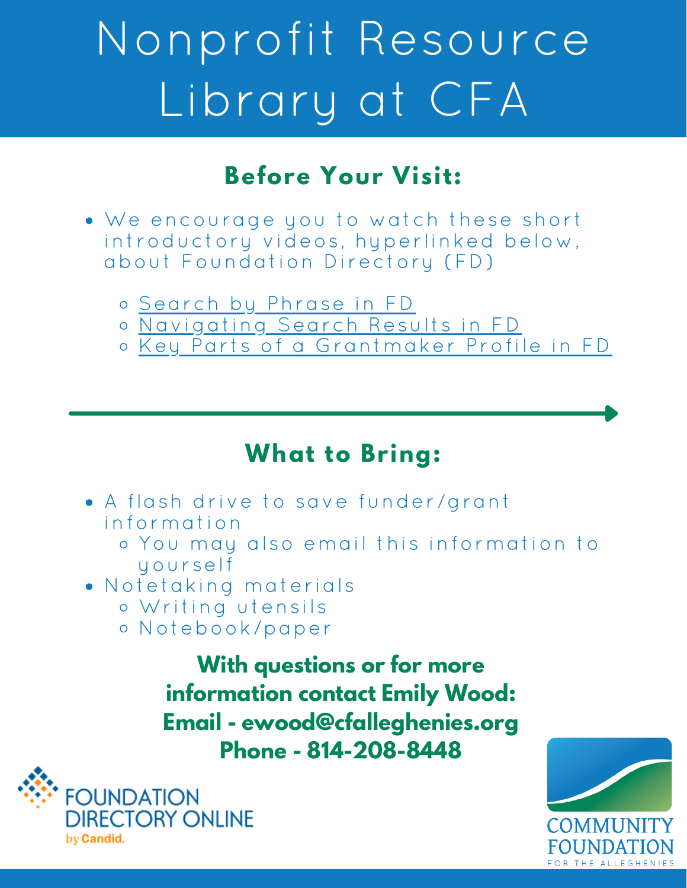# Nonprofit Resource Library at CFA

## Before Your Visit:

- We encourage you to watch these short introductory videos, hyperlinked below, about Foundation Directory (FD)
  - Search by Phrase in FD
  - Navigating Search Results in FD
  - Key Parts of a Grantmaker Profile in FD

## What to Bring:

- A flash drive to save funder/grant information
  - You may also email this information to yourself
- Notetaking materials
  - Writing utensils
  - Notebook/paper

**With questions or for more information contact Emily Wood:**
**Email - ewood@cfalleghenies.org**
**Phone - 814-208-8448**

FOUNDATION DIRECTORY ONLINE by Candid.

COMMUNITY FOUNDATION FOR THE ALLEGHENIES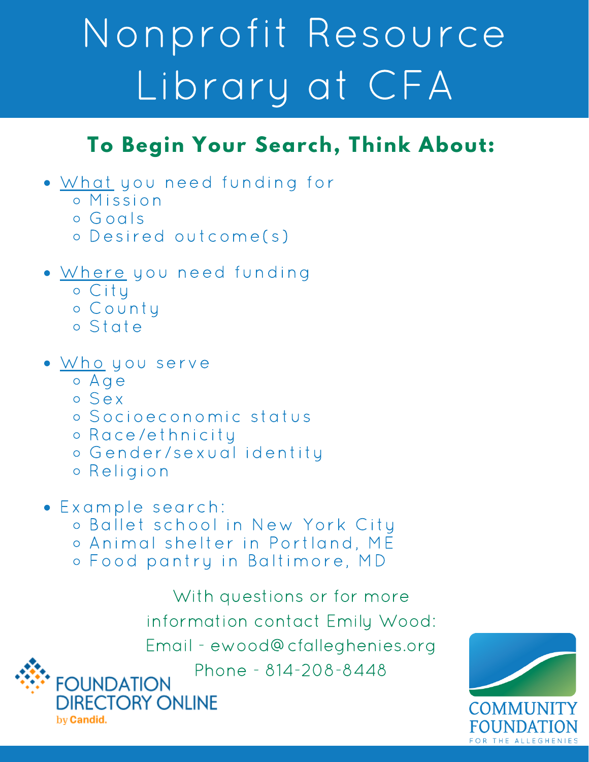# Nonprofit Resource Library at CFA

## To Begin Your Search, Think About:

- What you need funding for
    - Mission
    - Goals
    - Desired outcome(s)
- Where you need funding
    - City
    - County
    - State
- Who you serve
    - Age
    - Sex
    - Socioeconomic status
    - Race/ethnicity
    - Gender/sexual identity
    - Religion
- Example search:
    - Ballet school in New York City
    - Animal shelter in Portland, ME
    - Food pantry in Baltimore, MD

With questions or for more information contact Emily Wood:
Email - ewood@cfalleghenies.org
Phone - 814-208-8448

FOUNDATION DIRECTORY ONLINE by Candid.

COMMUNITY FOUNDATION FOR THE ALLEGHENIES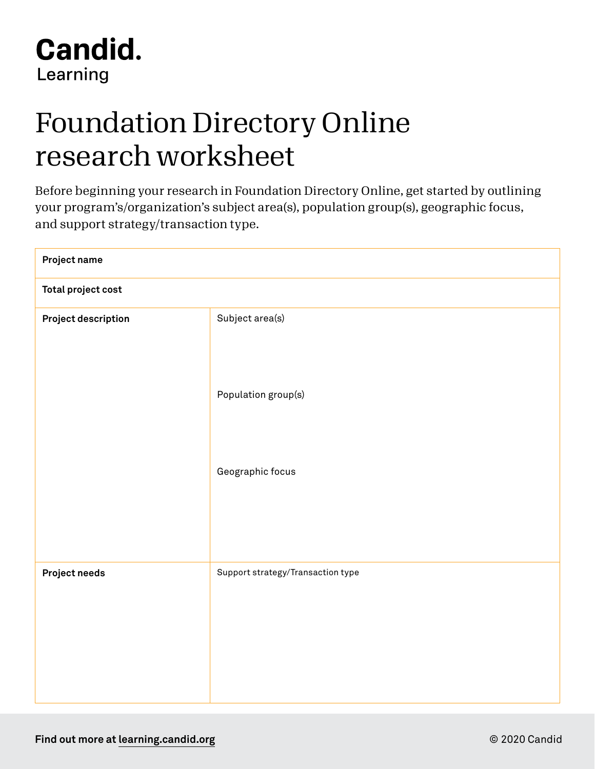Candid.
Learning

# Foundation Directory Online research worksheet

Before beginning your research in Foundation Directory Online, get started by outlining your program's/organization's subject area(s), population group(s), geographic focus, and support strategy/transaction type.

| | |
|---|---|
| **Project name** | |
| **Total project cost** | |
| **Project description** | Subject area(s)<br><br>Population group(s)<br><br>Geographic focus |
| **Project needs** | Support strategy/Transaction type |

**Find out more at learning.candid.org**

© 2020 Candid